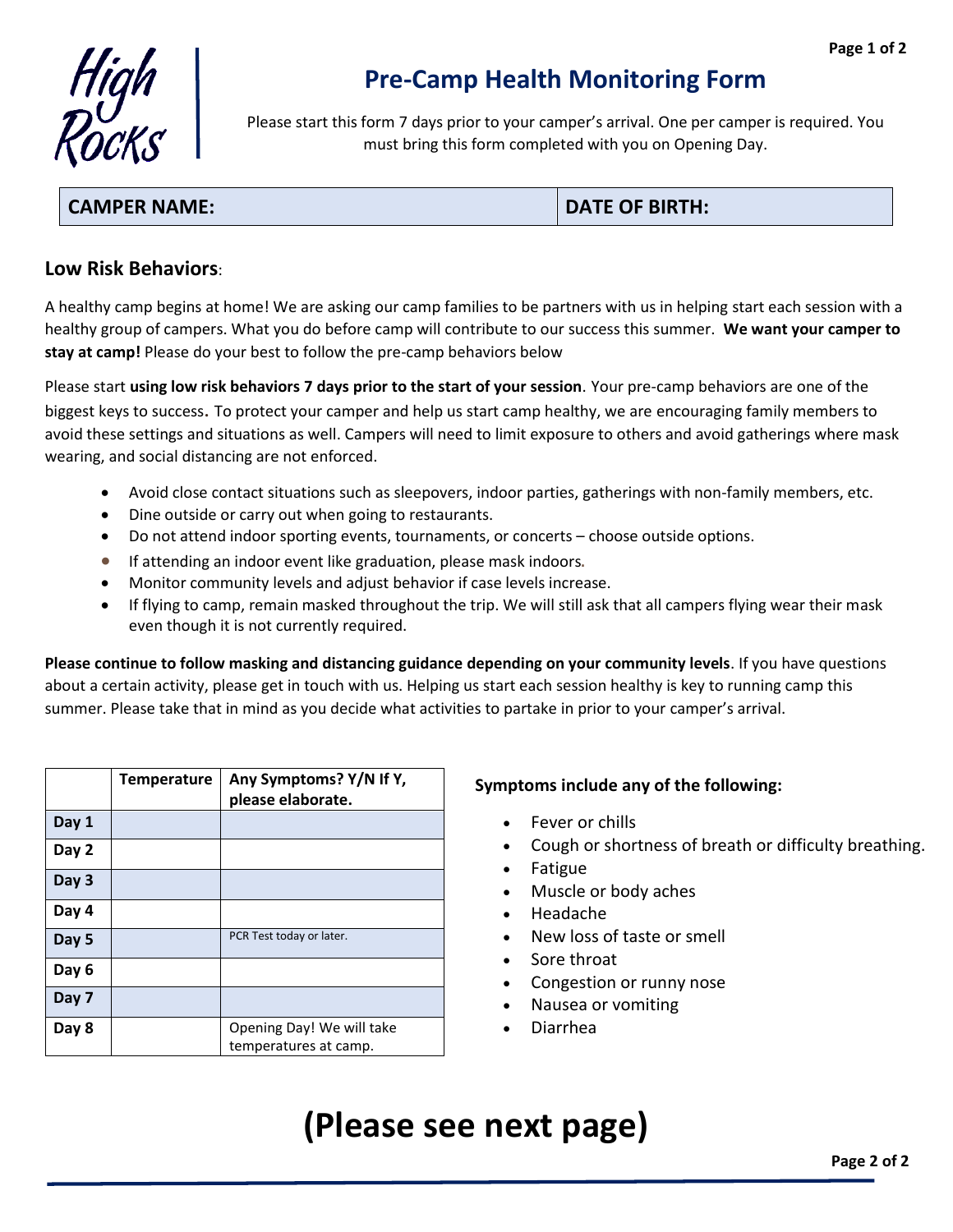High Rocks

# Pre-Camp Health Monitoring Form

Please start this form 7 days prior to your camper's arrival. One per camper is required. You must bring this form completed with you on Opening Day.

| **CAMPER NAME:** | **DATE OF BIRTH:** |
| --- | --- |

## Low Risk Behaviors:

A healthy camp begins at home! We are asking our camp families to be partners with us in helping start each session with a healthy group of campers. What you do before camp will contribute to our success this summer. **We want your camper to stay at camp!** Please do your best to follow the pre-camp behaviors below

Please start **using low risk behaviors 7 days prior to the start of your session**. Your pre-camp behaviors are one of the biggest keys to success. To protect your camper and help us start camp healthy, we are encouraging family members to avoid these settings and situations as well. Campers will need to limit exposure to others and avoid gatherings where mask wearing, and social distancing are not enforced.

- Avoid close contact situations such as sleepovers, indoor parties, gatherings with non-family members, etc.
- Dine outside or carry out when going to restaurants.
- Do not attend indoor sporting events, tournaments, or concerts – choose outside options.
- If attending an indoor event like graduation, please mask indoors.
- Monitor community levels and adjust behavior if case levels increase.
- If flying to camp, remain masked throughout the trip. We will still ask that all campers flying wear their mask even though it is not currently required.

**Please continue to follow masking and distancing guidance depending on your community levels**. If you have questions about a certain activity, please get in touch with us. Helping us start each session healthy is key to running camp this summer. Please take that in mind as you decide what activities to partake in prior to your camper's arrival.

| | Temperature | Any Symptoms? Y/N If Y, please elaborate. |
| --- | --- | --- |
| **Day 1** | | |
| **Day 2** | | |
| **Day 3** | | |
| **Day 4** | | |
| **Day 5** | | PCR Test today or later. |
| **Day 6** | | |
| **Day 7** | | |
| **Day 8** | | Opening Day! We will take temperatures at camp. |

**Symptoms include any of the following:**

- Fever or chills
- Cough or shortness of breath or difficulty breathing.
- Fatigue
- Muscle or body aches
- Headache
- New loss of taste or smell
- Sore throat
- Congestion or runny nose
- Nausea or vomiting
- Diarrhea

# (Please see next page)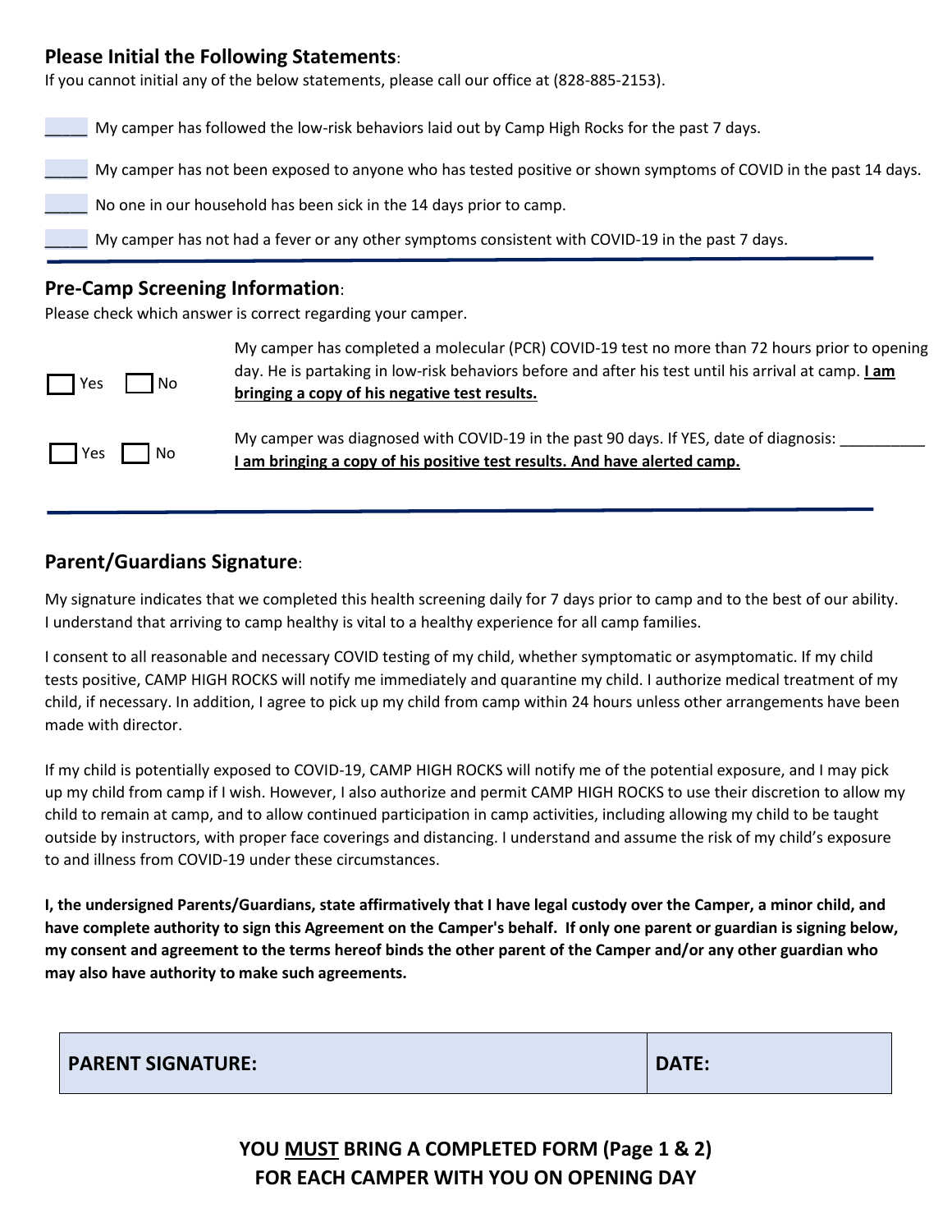## Please Initial the Following Statements:

If you cannot initial any of the below statements, please call our office at (828-885-2153).

_____ My camper has followed the low-risk behaviors laid out by Camp High Rocks for the past 7 days.

_____ My camper has not been exposed to anyone who has tested positive or shown symptoms of COVID in the past 14 days.

_____ No one in our household has been sick in the 14 days prior to camp.

_____ My camper has not had a fever or any other symptoms consistent with COVID-19 in the past 7 days.

---

## Pre-Camp Screening Information:

Please check which answer is correct regarding your camper.

| | |
|---|---|
| ☐ Yes ☐ No | My camper has completed a molecular (PCR) COVID-19 test no more than 72 hours prior to opening day. He is partaking in low-risk behaviors before and after his test until his arrival at camp. <u>**I am bringing a copy of his negative test results.**</u> |
| ☐ Yes ☐ No | My camper was diagnosed with COVID-19 in the past 90 days. If YES, date of diagnosis: __________ <u>**I am bringing a copy of his positive test results. And have alerted camp.**</u> |

---

## Parent/Guardians Signature:

My signature indicates that we completed this health screening daily for 7 days prior to camp and to the best of our ability. I understand that arriving to camp healthy is vital to a healthy experience for all camp families.

I consent to all reasonable and necessary COVID testing of my child, whether symptomatic or asymptomatic. If my child tests positive, CAMP HIGH ROCKS will notify me immediately and quarantine my child. I authorize medical treatment of my child, if necessary. In addition, I agree to pick up my child from camp within 24 hours unless other arrangements have been made with director.

If my child is potentially exposed to COVID-19, CAMP HIGH ROCKS will notify me of the potential exposure, and I may pick up my child from camp if I wish. However, I also authorize and permit CAMP HIGH ROCKS to use their discretion to allow my child to remain at camp, and to allow continued participation in camp activities, including allowing my child to be taught outside by instructors, with proper face coverings and distancing. I understand and assume the risk of my child's exposure to and illness from COVID-19 under these circumstances.

**I, the undersigned Parents/Guardians, state affirmatively that I have legal custody over the Camper, a minor child, and have complete authority to sign this Agreement on the Camper's behalf. If only one parent or guardian is signing below, my consent and agreement to the terms hereof binds the other parent of the Camper and/or any other guardian who may also have authority to make such agreements.**

| PARENT SIGNATURE: | DATE: |
|---|---|

**YOU <u>MUST</u> BRING A COMPLETED FORM (Page 1 & 2)**
**FOR EACH CAMPER WITH YOU ON OPENING DAY**